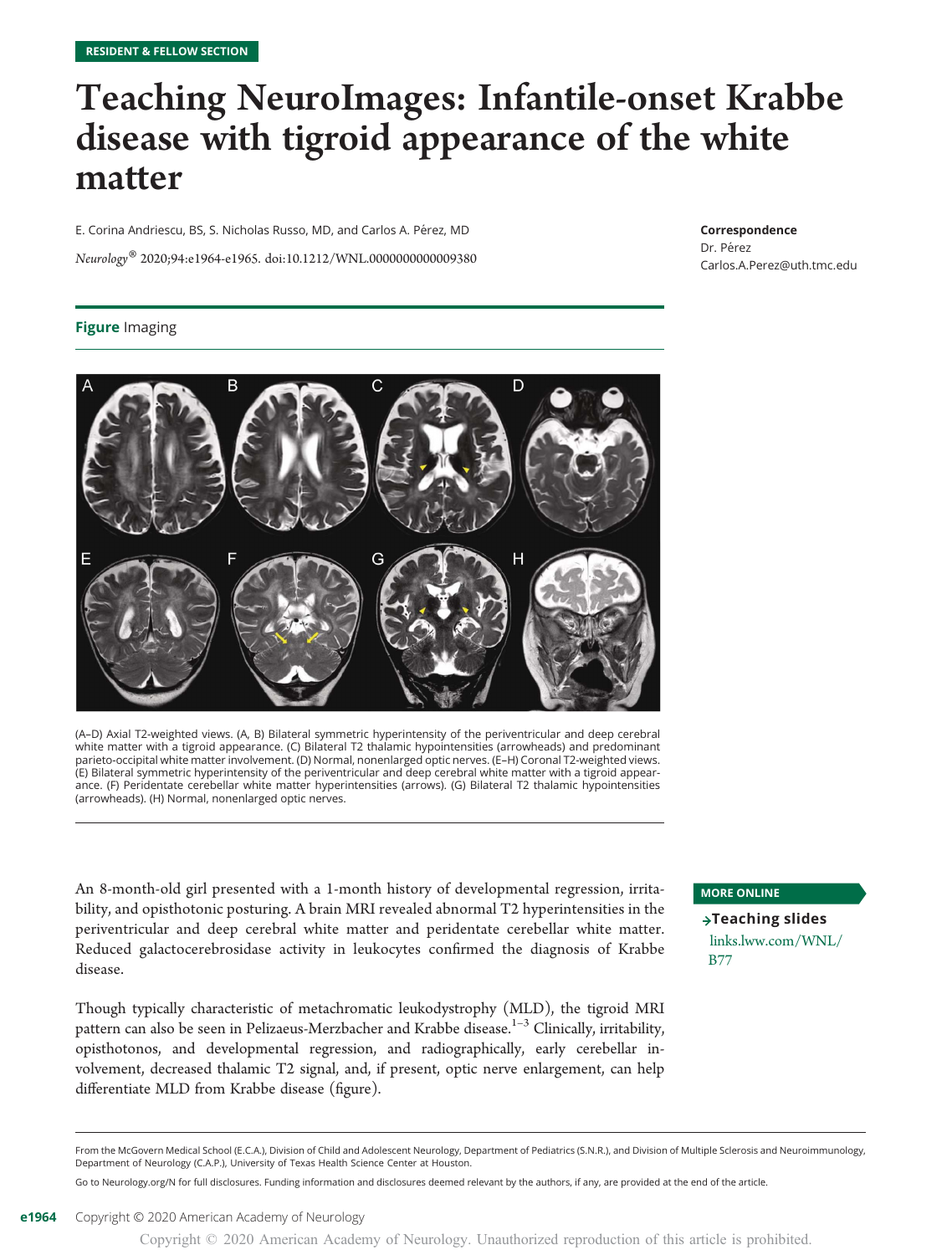RESIDENT & FELLOW SECTION

# Teaching NeuroImages: Infantile-onset Krabbe disease with tigroid appearance of the white matter

E. Corina Andriescu, BS, S. Nicholas Russo, MD, and Carlos A. Pérez, MD

*Neurology*® 2020;94:e1964-e1965. doi:10.1212/WNL.0000000000009380

**Correspondence**
Dr. Pérez
Carlos.A.Perez@uth.tmc.edu

**Figure** Imaging

(A–D) Axial T2-weighted views. (A, B) Bilateral symmetric hyperintensity of the periventricular and deep cerebral white matter with a tigroid appearance. (C) Bilateral T2 thalamic hypointensities (arrowheads) and predominant parieto-occipital white matter involvement. (D) Normal, nonenlarged optic nerves. (E–H) Coronal T2-weighted views. (E) Bilateral symmetric hyperintensity of the periventricular and deep cerebral white matter with a tigroid appearance. (F) Peridentate cerebellar white matter hyperintensities (arrows). (G) Bilateral T2 thalamic hypointensities (arrowheads). (H) Normal, nonenlarged optic nerves.

An 8-month-old girl presented with a 1-month history of developmental regression, irritability, and opisthotonic posturing. A brain MRI revealed abnormal T2 hyperintensities in the periventricular and deep cerebral white matter and peridentate cerebellar white matter. Reduced galactocerebrosidase activity in leukocytes confirmed the diagnosis of Krabbe disease.

Though typically characteristic of metachromatic leukodystrophy (MLD), the tigroid MRI pattern can also be seen in Pelizaeus-Merzbacher and Krabbe disease.[1–3] Clinically, irritability, opisthotonos, and developmental regression, and radiographically, early cerebellar involvement, decreased thalamic T2 signal, and, if present, optic nerve enlargement, can help differentiate MLD from Krabbe disease (figure).

MORE ONLINE

**→Teaching slides**
links.lww.com/WNL/B77

From the McGovern Medical School (E.C.A.), Division of Child and Adolescent Neurology, Department of Pediatrics (S.N.R.), and Division of Multiple Sclerosis and Neuroimmunology, Department of Neurology (C.A.P.), University of Texas Health Science Center at Houston.

Go to Neurology.org/N for full disclosures. Funding information and disclosures deemed relevant by the authors, if any, are provided at the end of the article.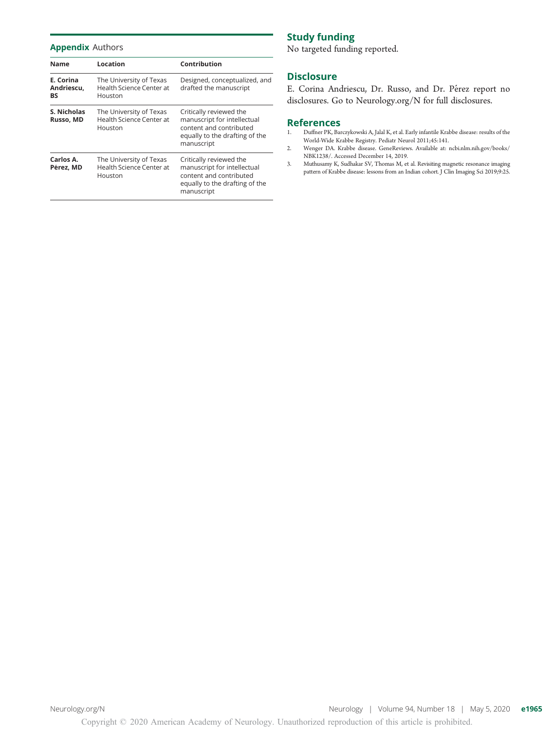## Appendix Authors

| Name | Location | Contribution |
| --- | --- | --- |
| **E. Corina Andriescu, BS** | The University of Texas Health Science Center at Houston | Designed, conceptualized, and drafted the manuscript |
| **S. Nicholas Russo, MD** | The University of Texas Health Science Center at Houston | Critically reviewed the manuscript for intellectual content and contributed equally to the drafting of the manuscript |
| **Carlos A. Pérez, MD** | The University of Texas Health Science Center at Houston | Critically reviewed the manuscript for intellectual content and contributed equally to the drafting of the manuscript |

## Study funding

No targeted funding reported.

## Disclosure

E. Corina Andriescu, Dr. Russo, and Dr. Pérez report no disclosures. Go to Neurology.org/N for full disclosures.

## References

1. Duffner PK, Barczykowski A, Jalal K, et al. Early infantile Krabbe disease: results of the World-Wide Krabbe Registry. Pediatr Neurol 2011;45:141.
2. Wenger DA. Krabbe disease. GeneReviews. Available at: ncbi.nlm.nih.gov/books/NBK1238/. Accessed December 14, 2019.
3. Muthusamy K, Sudhakar SV, Thomas M, et al. Revisiting magnetic resonance imaging pattern of Krabbe disease: lessons from an Indian cohort. J Clin Imaging Sci 2019;9:25.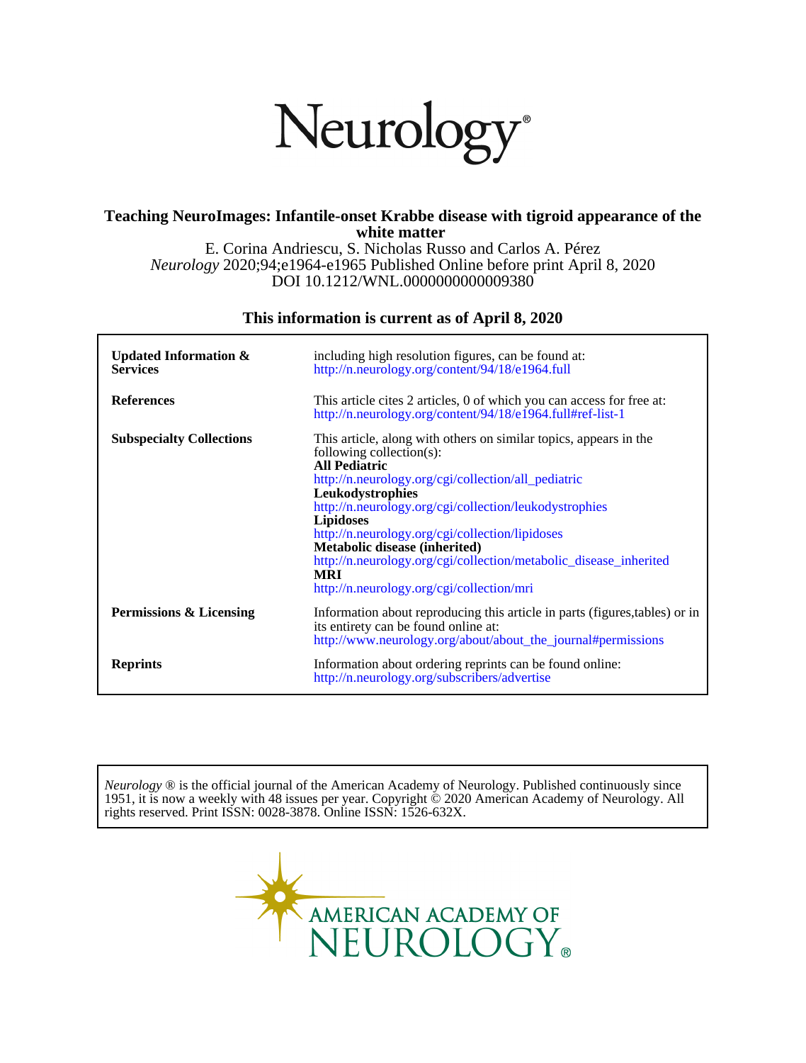# Neurology®

## Teaching NeuroImages: Infantile-onset Krabbe disease with tigroid appearance of the white matter

E. Corina Andriescu, S. Nicholas Russo and Carlos A. Pérez
*Neurology* 2020;94;e1964-e1965 Published Online before print April 8, 2020
DOI 10.1212/WNL.0000000000009380

**This information is current as of April 8, 2020**

| | |
|---|---|
| **Updated Information & Services** | including high resolution figures, can be found at: http://n.neurology.org/content/94/18/e1964.full |
| **References** | This article cites 2 articles, 0 of which you can access for free at: http://n.neurology.org/content/94/18/e1964.full#ref-list-1 |
| **Subspecialty Collections** | This article, along with others on similar topics, appears in the following collection(s): **All Pediatric** http://n.neurology.org/cgi/collection/all_pediatric **Leukodystrophies** http://n.neurology.org/cgi/collection/leukodystrophies **Lipidoses** http://n.neurology.org/cgi/collection/lipidoses **Metabolic disease (inherited)** http://n.neurology.org/cgi/collection/metabolic_disease_inherited **MRI** http://n.neurology.org/cgi/collection/mri |
| **Permissions & Licensing** | Information about reproducing this article in parts (figures,tables) or in its entirety can be found online at: http://www.neurology.org/about/about_the_journal#permissions |
| **Reprints** | Information about ordering reprints can be found online: http://n.neurology.org/subscribers/advertise |

*Neurology* ® is the official journal of the American Academy of Neurology. Published continuously since 1951, it is now a weekly with 48 issues per year. Copyright © 2020 American Academy of Neurology. All rights reserved. Print ISSN: 0028-3878. Online ISSN: 1526-632X.

AMERICAN ACADEMY OF NEUROLOGY®